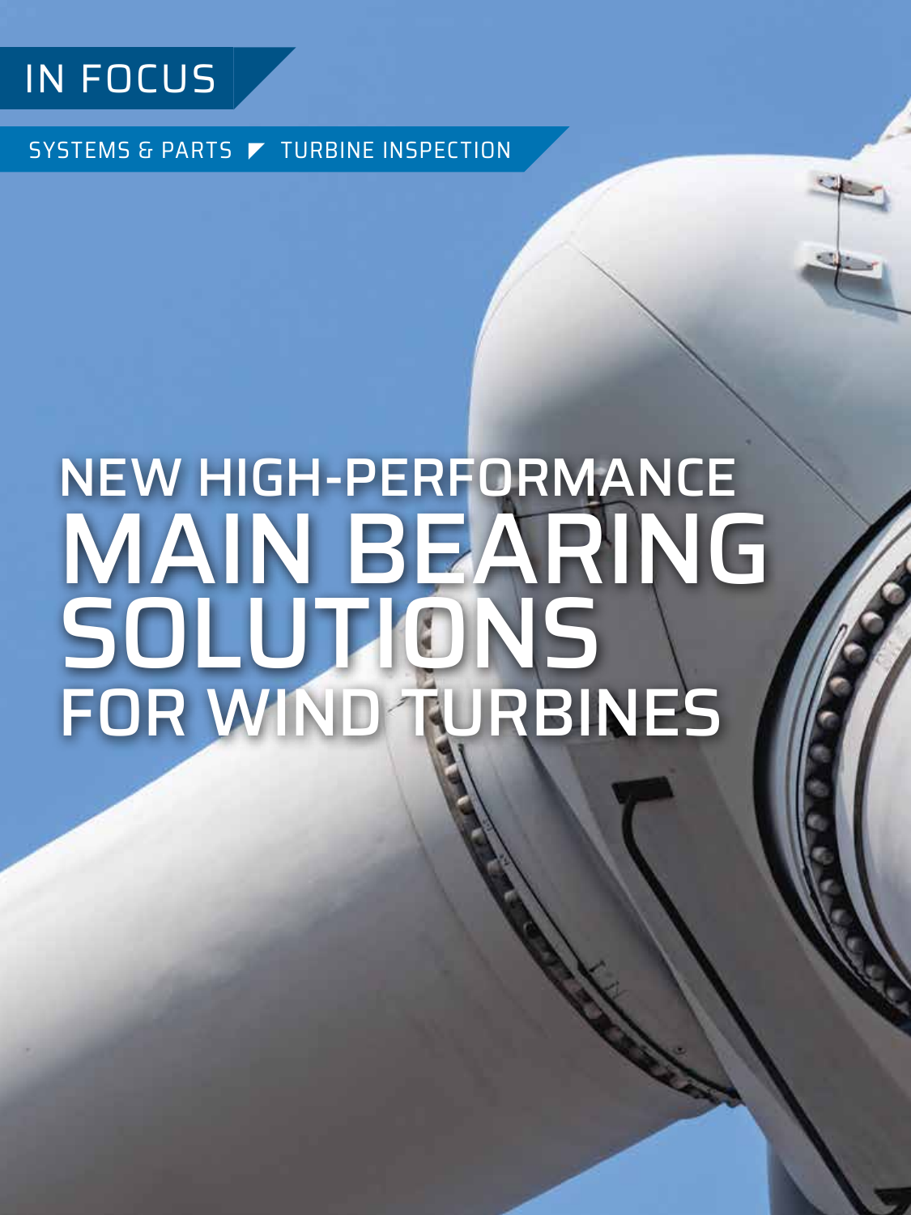IN FOCUS

SYSTEMS & PARTS ◤ TURBINE INSPECTION

# NEW HIGH-PERFORMANCE MAIN BEARING SOLUTIONS FOR WIND TURBINES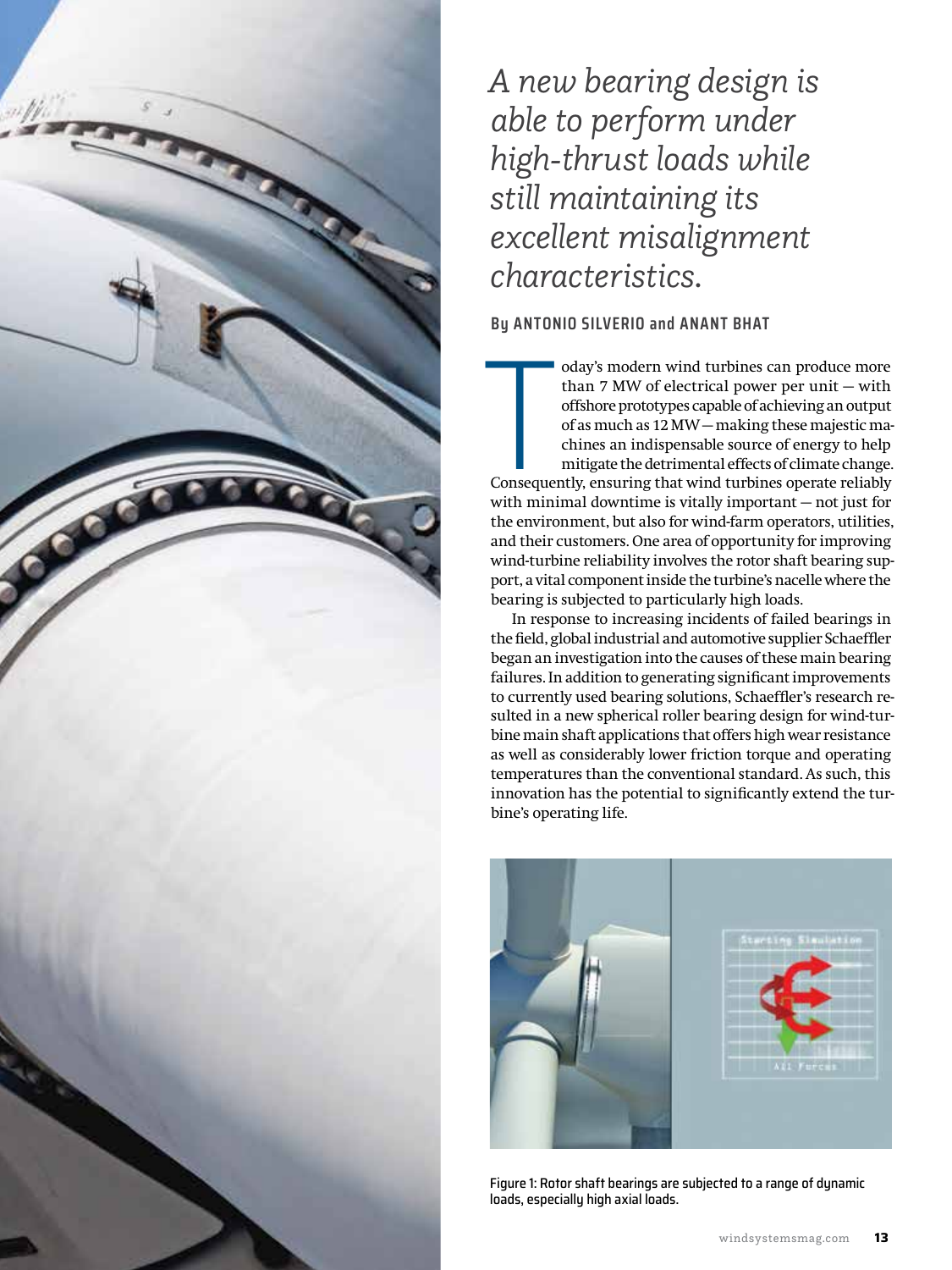*A new bearing design is able to perform under high-thrust loads while still maintaining its excellent misalignment characteristics.*

**By ANTONIO SILVERIO and ANANT BHAT**

Today's modern wind turbines can produce more than 7 MW of electrical power per unit — with offshore prototypes capable of achieving an output of as much as 12 MW — making these majestic machines an indispensable source of energy to help mitigate the detrimental effects of climate change. Consequently, ensuring that wind turbines operate reliably with minimal downtime is vitally important — not just for the environment, but also for wind-farm operators, utilities, and their customers. One area of opportunity for improving wind-turbine reliability involves the rotor shaft bearing support, a vital component inside the turbine's nacelle where the bearing is subjected to particularly high loads.

In response to increasing incidents of failed bearings in the field, global industrial and automotive supplier Schaeffler began an investigation into the causes of these main bearing failures. In addition to generating significant improvements to currently used bearing solutions, Schaeffler's research resulted in a new spherical roller bearing design for wind-turbine main shaft applications that offers high wear resistance as well as considerably lower friction torque and operating temperatures than the conventional standard. As such, this innovation has the potential to significantly extend the turbine's operating life.

Figure 1: Rotor shaft bearings are subjected to a range of dynamic loads, especially high axial loads.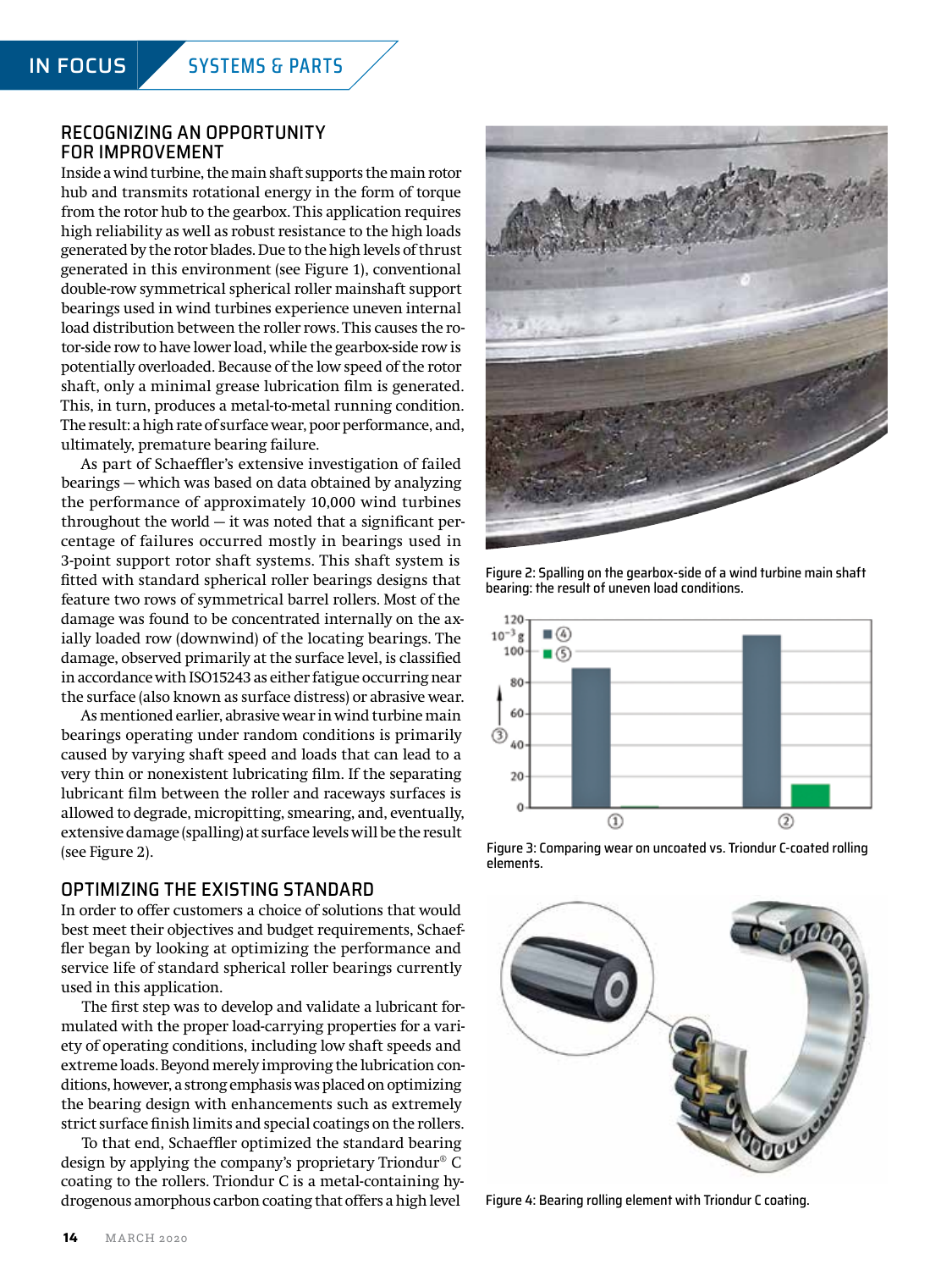## RECOGNIZING AN OPPORTUNITY FOR IMPROVEMENT

Inside a wind turbine, the main shaft supports the main rotor hub and transmits rotational energy in the form of torque from the rotor hub to the gearbox. This application requires high reliability as well as robust resistance to the high loads generated by the rotor blades. Due to the high levels of thrust generated in this environment (see Figure 1), conventional double-row symmetrical spherical roller mainshaft support bearings used in wind turbines experience uneven internal load distribution between the roller rows. This causes the rotor-side row to have lower load, while the gearbox-side row is potentially overloaded. Because of the low speed of the rotor shaft, only a minimal grease lubrication film is generated. This, in turn, produces a metal-to-metal running condition. The result: a high rate of surface wear, poor performance, and, ultimately, premature bearing failure.

As part of Schaeffler's extensive investigation of failed bearings — which was based on data obtained by analyzing the performance of approximately 10,000 wind turbines throughout the world — it was noted that a significant percentage of failures occurred mostly in bearings used in 3-point support rotor shaft systems. This shaft system is fitted with standard spherical roller bearings designs that feature two rows of symmetrical barrel rollers. Most of the damage was found to be concentrated internally on the axially loaded row (downwind) of the locating bearings. The damage, observed primarily at the surface level, is classified in accordance with ISO15243 as either fatigue occurring near the surface (also known as surface distress) or abrasive wear.

As mentioned earlier, abrasive wear in wind turbine main bearings operating under random conditions is primarily caused by varying shaft speed and loads that can lead to a very thin or nonexistent lubricating film. If the separating lubricant film between the roller and raceways surfaces is allowed to degrade, micropitting, smearing, and, eventually, extensive damage (spalling) at surface levels will be the result (see Figure 2).

## OPTIMIZING THE EXISTING STANDARD

In order to offer customers a choice of solutions that would best meet their objectives and budget requirements, Schaeffler began by looking at optimizing the performance and service life of standard spherical roller bearings currently used in this application.

The first step was to develop and validate a lubricant formulated with the proper load-carrying properties for a variety of operating conditions, including low shaft speeds and extreme loads. Beyond merely improving the lubrication conditions, however, a strong emphasis was placed on optimizing the bearing design with enhancements such as extremely strict surface finish limits and special coatings on the rollers.

To that end, Schaeffler optimized the standard bearing design by applying the company's proprietary Triondur® C coating to the rollers. Triondur C is a metal-containing hydrogenous amorphous carbon coating that offers a high level

Figure 2: Spalling on the gearbox-side of a wind turbine main shaft bearing: the result of uneven load conditions.

Figure 3: Comparing wear on uncoated vs. Triondur C-coated rolling elements.

Figure 4: Bearing rolling element with Triondur C coating.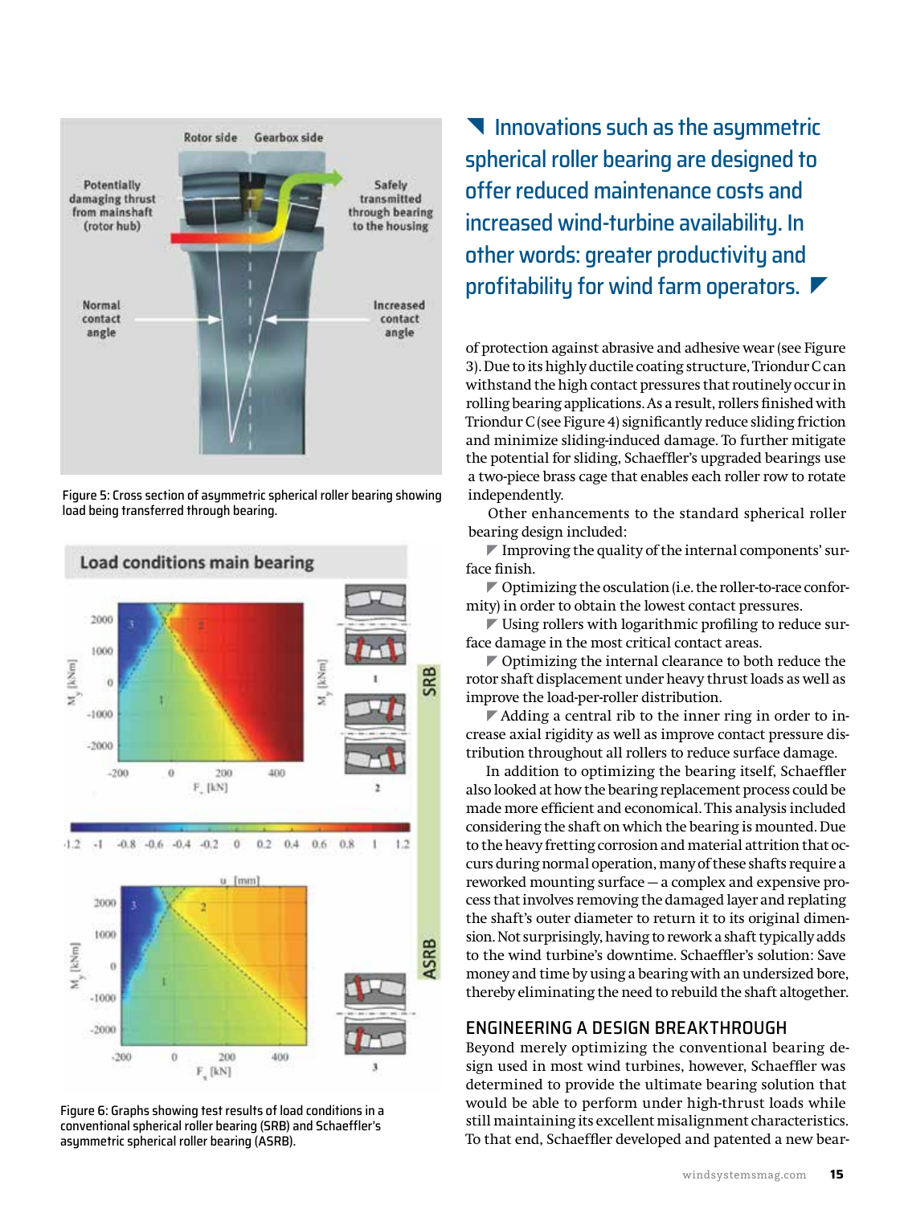Figure 5: Cross section of asymmetric spherical roller bearing showing load being transferred through bearing.

Figure 6: Graphs showing test results of load conditions in a conventional spherical roller bearing (SRB) and Schaeffler's asymmetric spherical roller bearing (ASRB).

> Innovations such as the asymmetric spherical roller bearing are designed to offer reduced maintenance costs and increased wind-turbine availability. In other words: greater productivity and profitability for wind farm operators.

of protection against abrasive and adhesive wear (see Figure 3). Due to its highly ductile coating structure, Triondur C can withstand the high contact pressures that routinely occur in rolling bearing applications. As a result, rollers finished with Triondur C (see Figure 4) significantly reduce sliding friction and minimize sliding-induced damage. To further mitigate the potential for sliding, Schaeffler's upgraded bearings use a two-piece brass cage that enables each roller row to rotate independently.

Other enhancements to the standard spherical roller bearing design included:

- Improving the quality of the internal components' surface finish.
- Optimizing the osculation (i.e. the roller-to-race conformity) in order to obtain the lowest contact pressures.
- Using rollers with logarithmic profiling to reduce surface damage in the most critical contact areas.
- Optimizing the internal clearance to both reduce the rotor shaft displacement under heavy thrust loads as well as improve the load-per-roller distribution.
- Adding a central rib to the inner ring in order to increase axial rigidity as well as improve contact pressure distribution throughout all rollers to reduce surface damage.

In addition to optimizing the bearing itself, Schaeffler also looked at how the bearing replacement process could be made more efficient and economical. This analysis included considering the shaft on which the bearing is mounted. Due to the heavy fretting corrosion and material attrition that occurs during normal operation, many of these shafts require a reworked mounting surface — a complex and expensive process that involves removing the damaged layer and replating the shaft's outer diameter to return it to its original dimension. Not surprisingly, having to rework a shaft typically adds to the wind turbine's downtime. Schaeffler's solution: Save money and time by using a bearing with an undersized bore, thereby eliminating the need to rebuild the shaft altogether.

## ENGINEERING A DESIGN BREAKTHROUGH

Beyond merely optimizing the conventional bearing design used in most wind turbines, however, Schaeffler was determined to provide the ultimate bearing solution that would be able to perform under high-thrust loads while still maintaining its excellent misalignment characteristics. To that end, Schaeffler developed and patented a new bear-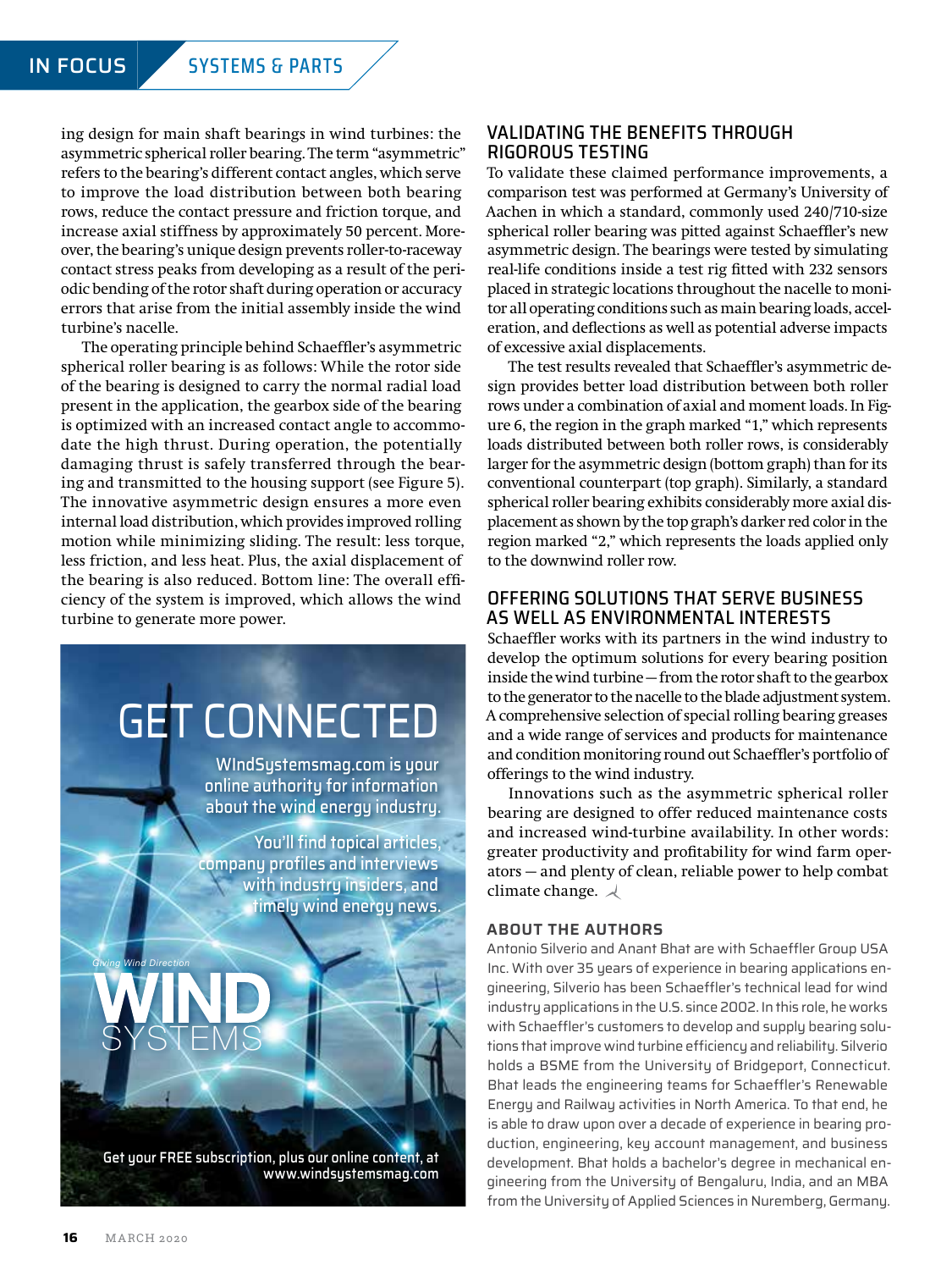ing design for main shaft bearings in wind turbines: the asymmetric spherical roller bearing. The term "asymmetric" refers to the bearing's different contact angles, which serve to improve the load distribution between both bearing rows, reduce the contact pressure and friction torque, and increase axial stiffness by approximately 50 percent. Moreover, the bearing's unique design prevents roller-to-raceway contact stress peaks from developing as a result of the periodic bending of the rotor shaft during operation or accuracy errors that arise from the initial assembly inside the wind turbine's nacelle.

The operating principle behind Schaeffler's asymmetric spherical roller bearing is as follows: While the rotor side of the bearing is designed to carry the normal radial load present in the application, the gearbox side of the bearing is optimized with an increased contact angle to accommodate the high thrust. During operation, the potentially damaging thrust is safely transferred through the bearing and transmitted to the housing support (see Figure 5). The innovative asymmetric design ensures a more even internal load distribution, which provides improved rolling motion while minimizing sliding. The result: less torque, less friction, and less heat. Plus, the axial displacement of the bearing is also reduced. Bottom line: The overall efficiency of the system is improved, which allows the wind turbine to generate more power.

GET CONNECTED

WIndSystemsmag.com is your online authority for information about the wind energy industry.

You'll find topical articles, company profiles and interviews with industry insiders, and timely wind energy news.

Giving Wind Direction

WIND SYSTEMS

Get your FREE subscription, plus our online content, at www.windsystemsmag.com

## VALIDATING THE BENEFITS THROUGH RIGOROUS TESTING

To validate these claimed performance improvements, a comparison test was performed at Germany's University of Aachen in which a standard, commonly used 240/710-size spherical roller bearing was pitted against Schaeffler's new asymmetric design. The bearings were tested by simulating real-life conditions inside a test rig fitted with 232 sensors placed in strategic locations throughout the nacelle to monitor all operating conditions such as main bearing loads, acceleration, and deflections as well as potential adverse impacts of excessive axial displacements.

The test results revealed that Schaeffler's asymmetric design provides better load distribution between both roller rows under a combination of axial and moment loads. In Figure 6, the region in the graph marked "1," which represents loads distributed between both roller rows, is considerably larger for the asymmetric design (bottom graph) than for its conventional counterpart (top graph). Similarly, a standard spherical roller bearing exhibits considerably more axial displacement as shown by the top graph's darker red color in the region marked "2," which represents the loads applied only to the downwind roller row.

## OFFERING SOLUTIONS THAT SERVE BUSINESS AS WELL AS ENVIRONMENTAL INTERESTS

Schaeffler works with its partners in the wind industry to develop the optimum solutions for every bearing position inside the wind turbine — from the rotor shaft to the gearbox to the generator to the nacelle to the blade adjustment system. A comprehensive selection of special rolling bearing greases and a wide range of services and products for maintenance and condition monitoring round out Schaeffler's portfolio of offerings to the wind industry.

Innovations such as the asymmetric spherical roller bearing are designed to offer reduced maintenance costs and increased wind-turbine availability. In other words: greater productivity and profitability for wind farm operators — and plenty of clean, reliable power to help combat climate change.

### ABOUT THE AUTHORS

Antonio Silverio and Anant Bhat are with Schaeffler Group USA Inc. With over 35 years of experience in bearing applications engineering, Silverio has been Schaeffler's technical lead for wind industry applications in the U.S. since 2002. In this role, he works with Schaeffler's customers to develop and supply bearing solutions that improve wind turbine efficiency and reliability. Silverio holds a BSME from the University of Bridgeport, Connecticut. Bhat leads the engineering teams for Schaeffler's Renewable Energy and Railway activities in North America. To that end, he is able to draw upon over a decade of experience in bearing production, engineering, key account management, and business development. Bhat holds a bachelor's degree in mechanical engineering from the University of Bengaluru, India, and an MBA from the University of Applied Sciences in Nuremberg, Germany.